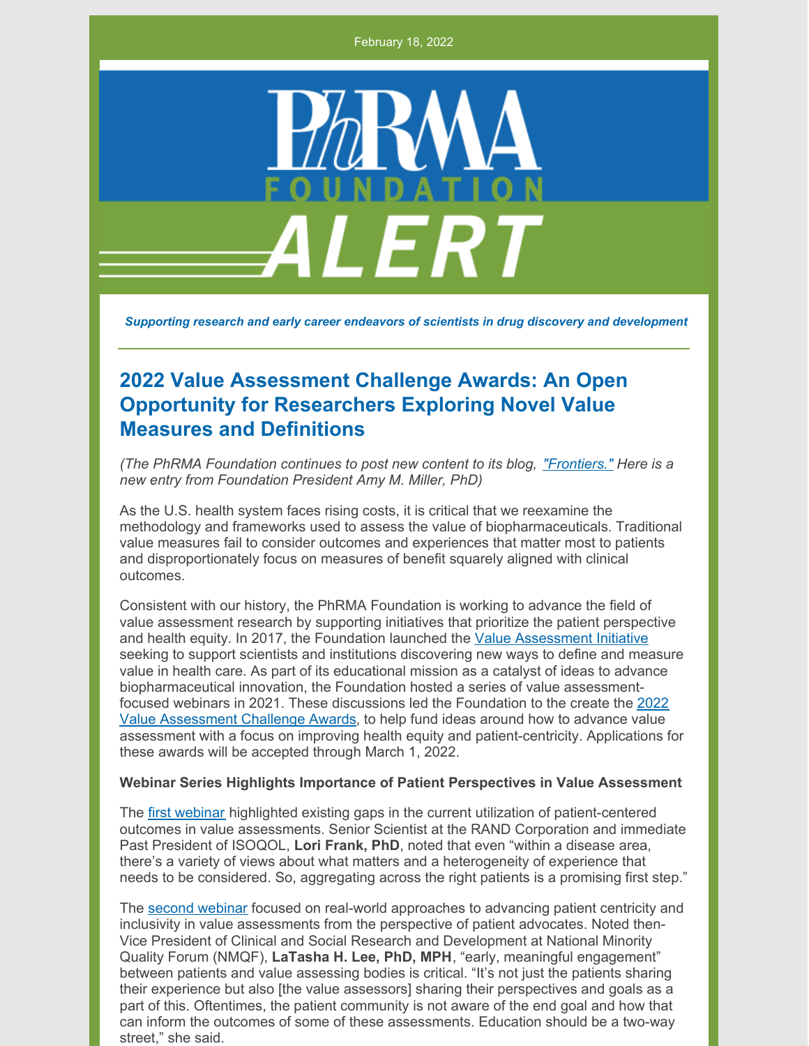February 18, 2022

PhRMA FOUNDATION ALERT

***Supporting research and early career endeavors of scientists in drug discovery and development***

## 2022 Value Assessment Challenge Awards: An Open Opportunity for Researchers Exploring Novel Value Measures and Definitions

*(The PhRMA Foundation continues to post new content to its blog, "Frontiers." Here is a new entry from Foundation President Amy M. Miller, PhD)*

As the U.S. health system faces rising costs, it is critical that we reexamine the methodology and frameworks used to assess the value of biopharmaceuticals. Traditional value measures fail to consider outcomes and experiences that matter most to patients and disproportionately focus on measures of benefit squarely aligned with clinical outcomes.

Consistent with our history, the PhRMA Foundation is working to advance the field of value assessment research by supporting initiatives that prioritize the patient perspective and health equity. In 2017, the Foundation launched the Value Assessment Initiative seeking to support scientists and institutions discovering new ways to define and measure value in health care. As part of its educational mission as a catalyst of ideas to advance biopharmaceutical innovation, the Foundation hosted a series of value assessment-focused webinars in 2021. These discussions led the Foundation to the create the 2022 Value Assessment Challenge Awards, to help fund ideas around how to advance value assessment with a focus on improving health equity and patient-centricity. Applications for these awards will be accepted through March 1, 2022.

**Webinar Series Highlights Importance of Patient Perspectives in Value Assessment**

The first webinar highlighted existing gaps in the current utilization of patient-centered outcomes in value assessments. Senior Scientist at the RAND Corporation and immediate Past President of ISOQOL, **Lori Frank, PhD**, noted that even "within a disease area, there's a variety of views about what matters and a heterogeneity of experience that needs to be considered. So, aggregating across the right patients is a promising first step."

The second webinar focused on real-world approaches to advancing patient centricity and inclusivity in value assessments from the perspective of patient advocates. Noted then-Vice President of Clinical and Social Research and Development at National Minority Quality Forum (NMQF), **LaTasha H. Lee, PhD, MPH**, "early, meaningful engagement" between patients and value assessing bodies is critical. "It's not just the patients sharing their experience but also [the value assessors] sharing their perspectives and goals as a part of this. Oftentimes, the patient community is not aware of the end goal and how that can inform the outcomes of some of these assessments. Education should be a two-way street," she said.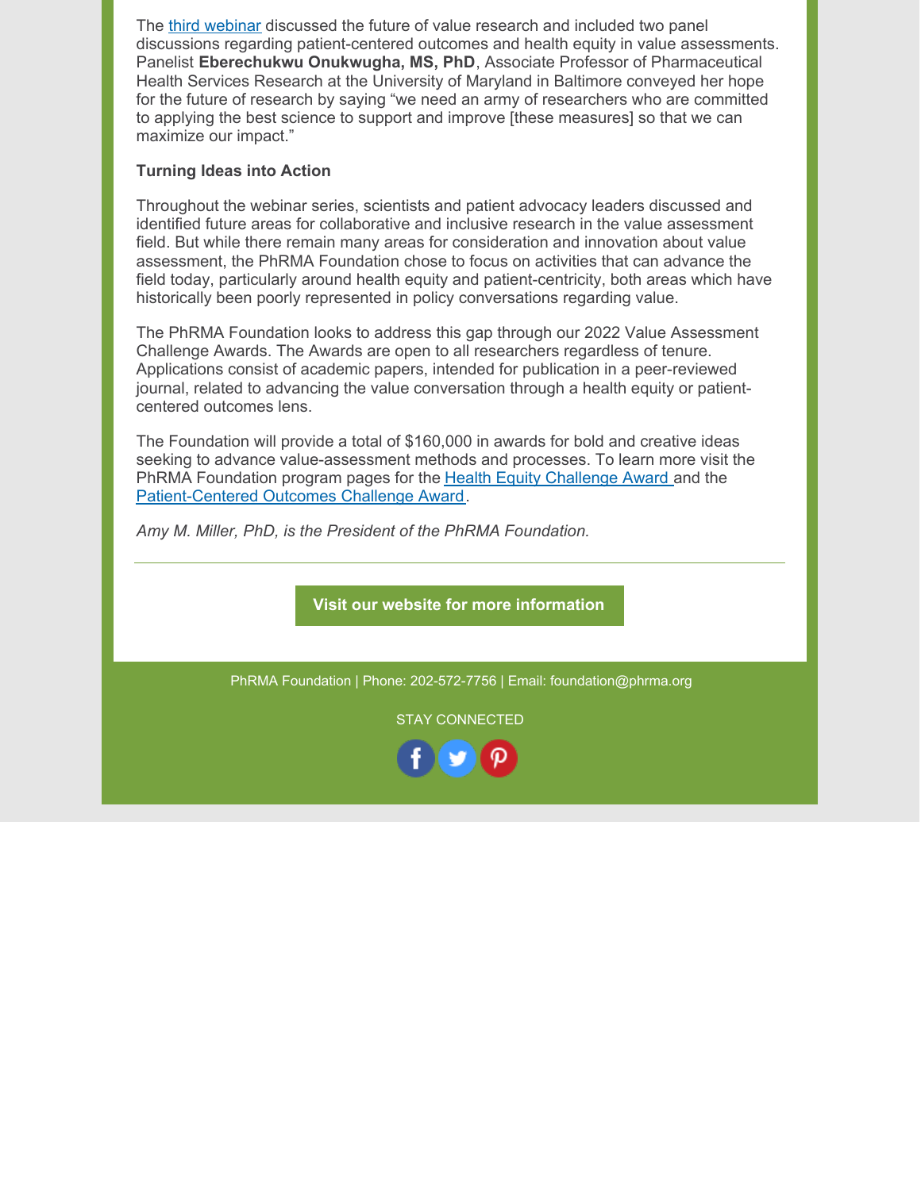The third webinar discussed the future of value research and included two panel discussions regarding patient-centered outcomes and health equity in value assessments. Panelist **Eberechukwu Onukwugha, MS, PhD**, Associate Professor of Pharmaceutical Health Services Research at the University of Maryland in Baltimore conveyed her hope for the future of research by saying "we need an army of researchers who are committed to applying the best science to support and improve [these measures] so that we can maximize our impact."

**Turning Ideas into Action**

Throughout the webinar series, scientists and patient advocacy leaders discussed and identified future areas for collaborative and inclusive research in the value assessment field. But while there remain many areas for consideration and innovation about value assessment, the PhRMA Foundation chose to focus on activities that can advance the field today, particularly around health equity and patient-centricity, both areas which have historically been poorly represented in policy conversations regarding value.

The PhRMA Foundation looks to address this gap through our 2022 Value Assessment Challenge Awards. The Awards are open to all researchers regardless of tenure. Applications consist of academic papers, intended for publication in a peer-reviewed journal, related to advancing the value conversation through a health equity or patient-centered outcomes lens.

The Foundation will provide a total of $160,000 in awards for bold and creative ideas seeking to advance value-assessment methods and processes. To learn more visit the PhRMA Foundation program pages for the Health Equity Challenge Award and the Patient-Centered Outcomes Challenge Award.

*Amy M. Miller, PhD, is the President of the PhRMA Foundation.*

---

**Visit our website for more information**

PhRMA Foundation | Phone: 202-572-7756 | Email: foundation@phrma.org

STAY CONNECTED